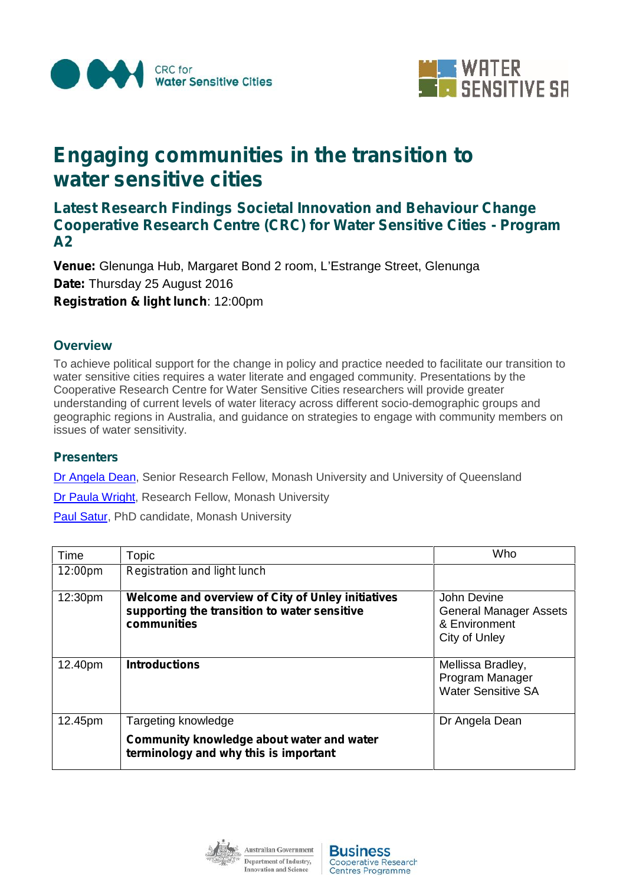CRC for Water Sensitive Cities

WATER SENSITIVE SA

# Engaging communities in the transition to water sensitive cities

## Latest Research Findings Societal Innovation and Behaviour Change Cooperative Research Centre (CRC) for Water Sensitive Cities - Program A2

**Venue:** Glenunga Hub, Margaret Bond 2 room, L'Estrange Street, Glenunga
**Date:** Thursday 25 August 2016
**Registration & light lunch**: 12:00pm

### Overview

To achieve political support for the change in policy and practice needed to facilitate our transition to water sensitive cities requires a water literate and engaged community. Presentations by the Cooperative Research Centre for Water Sensitive Cities researchers will provide greater understanding of current levels of water literacy across different socio-demographic groups and geographic regions in Australia, and guidance on strategies to engage with community members on issues of water sensitivity.

### Presenters

Dr Angela Dean, Senior Research Fellow, Monash University and University of Queensland

Dr Paula Wright, Research Fellow, Monash University

Paul Satur, PhD candidate, Monash University

| Time | Topic | Who |
|---|---|---|
| 12:00pm | Registration and light lunch | |
| 12:30pm | **Welcome and overview of City of Unley initiatives supporting the transition to water sensitive communities** | John Devine<br>General Manager Assets & Environment<br>City of Unley |
| 12.40pm | **Introductions** | Mellissa Bradley,<br>Program Manager<br>Water Sensitive SA |
| 12.45pm | Targeting knowledge<br>**Community knowledge about water and water terminology and why this is important** | Dr Angela Dean |

Australian Government Department of Industry, Innovation and Science | Business Cooperative Research Centres Programme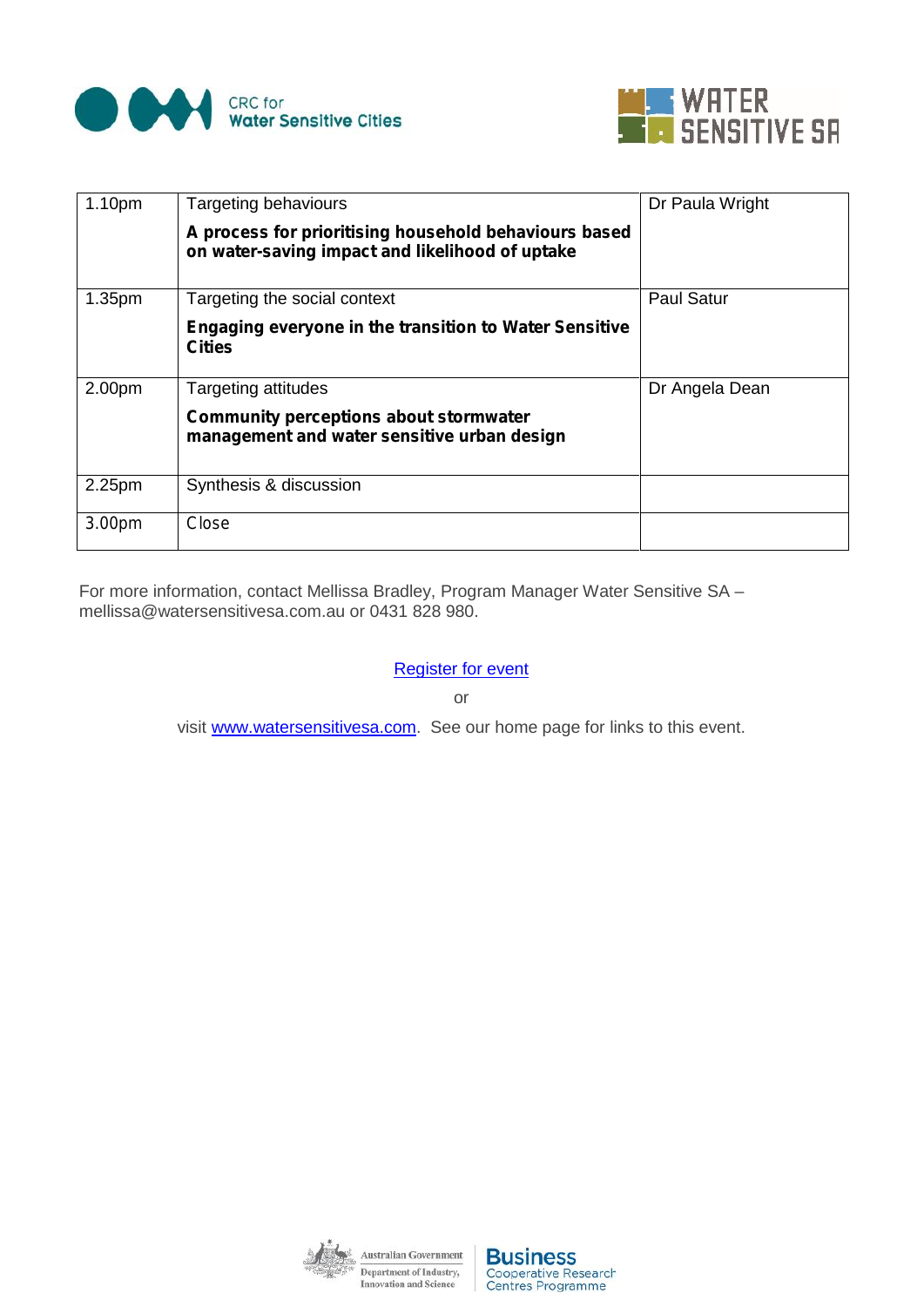| | | |
|---|---|---|
| 1.10pm | Targeting behaviours<br>**A process for prioritising household behaviours based on water-saving impact and likelihood of uptake** | Dr Paula Wright |
| 1.35pm | Targeting the social context<br>**Engaging everyone in the transition to Water Sensitive Cities** | Paul Satur |
| 2.00pm | Targeting attitudes<br>**Community perceptions about stormwater management and water sensitive urban design** | Dr Angela Dean |
| 2.25pm | Synthesis & discussion | |
| 3.00pm | Close | |

For more information, contact Mellissa Bradley, Program Manager Water Sensitive SA – mellissa@watersensitivesa.com.au or 0431 828 980.

Register for event

or

visit www.watersensitivesa.com. See our home page for links to this event.